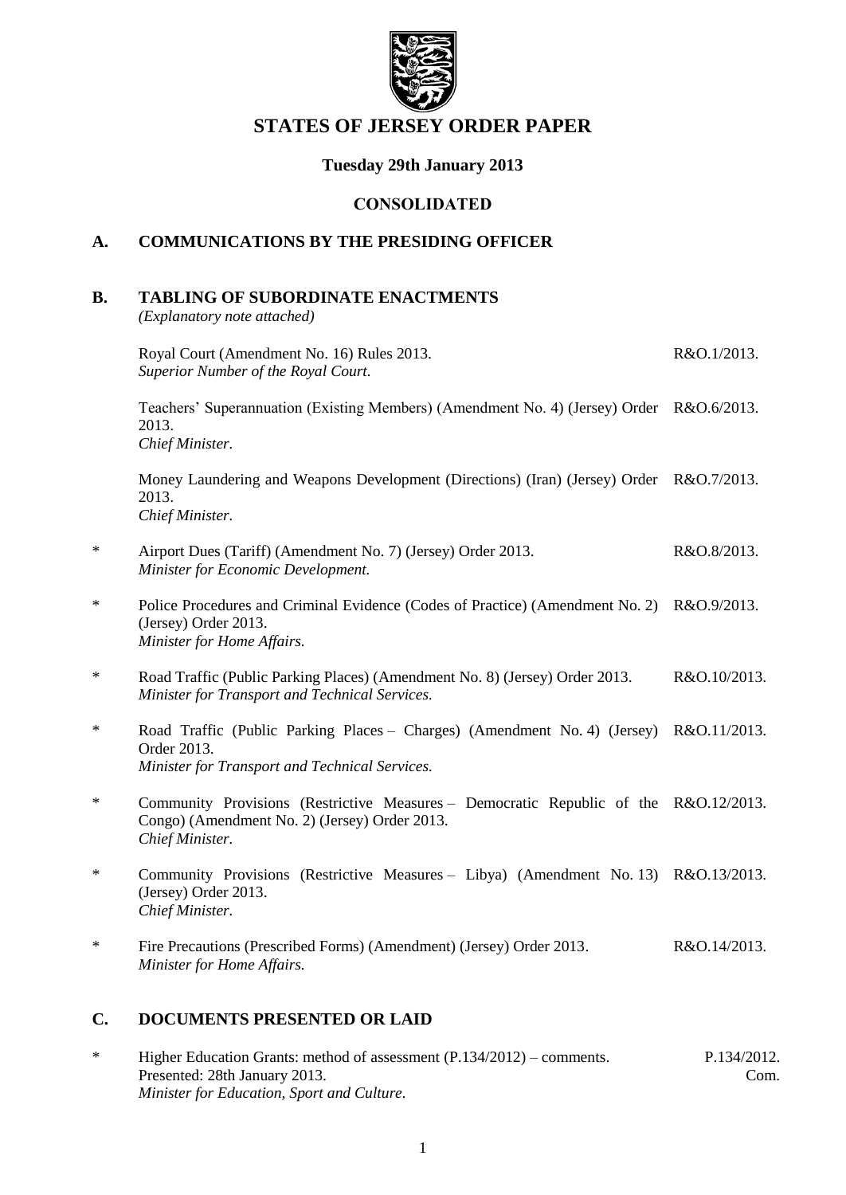# STATES OF JERSEY ORDER PAPER

**Tuesday 29th January 2013**

**CONSOLIDATED**

## A. COMMUNICATIONS BY THE PRESIDING OFFICER

## B. TABLING OF SUBORDINATE ENACTMENTS

*(Explanatory note attached)*

Royal Court (Amendment No. 16) Rules 2013. R&O.1/2013.
*Superior Number of the Royal Court.*

Teachers' Superannuation (Existing Members) (Amendment No. 4) (Jersey) Order 2013. R&O.6/2013.
*Chief Minister.*

Money Laundering and Weapons Development (Directions) (Iran) (Jersey) Order 2013. R&O.7/2013.
*Chief Minister.*

\* Airport Dues (Tariff) (Amendment No. 7) (Jersey) Order 2013. R&O.8/2013.
*Minister for Economic Development.*

\* Police Procedures and Criminal Evidence (Codes of Practice) (Amendment No. 2) (Jersey) Order 2013. R&O.9/2013.
*Minister for Home Affairs.*

\* Road Traffic (Public Parking Places) (Amendment No. 8) (Jersey) Order 2013. R&O.10/2013.
*Minister for Transport and Technical Services.*

\* Road Traffic (Public Parking Places – Charges) (Amendment No. 4) (Jersey) Order 2013. R&O.11/2013.
*Minister for Transport and Technical Services.*

\* Community Provisions (Restrictive Measures – Democratic Republic of the Congo) (Amendment No. 2) (Jersey) Order 2013. R&O.12/2013.
*Chief Minister.*

\* Community Provisions (Restrictive Measures – Libya) (Amendment No. 13) (Jersey) Order 2013. R&O.13/2013.
*Chief Minister.*

\* Fire Precautions (Prescribed Forms) (Amendment) (Jersey) Order 2013. R&O.14/2013.
*Minister for Home Affairs.*

## C. DOCUMENTS PRESENTED OR LAID

\* Higher Education Grants: method of assessment (P.134/2012) – comments. P.134/2012. Com.
Presented: 28th January 2013.
*Minister for Education, Sport and Culture.*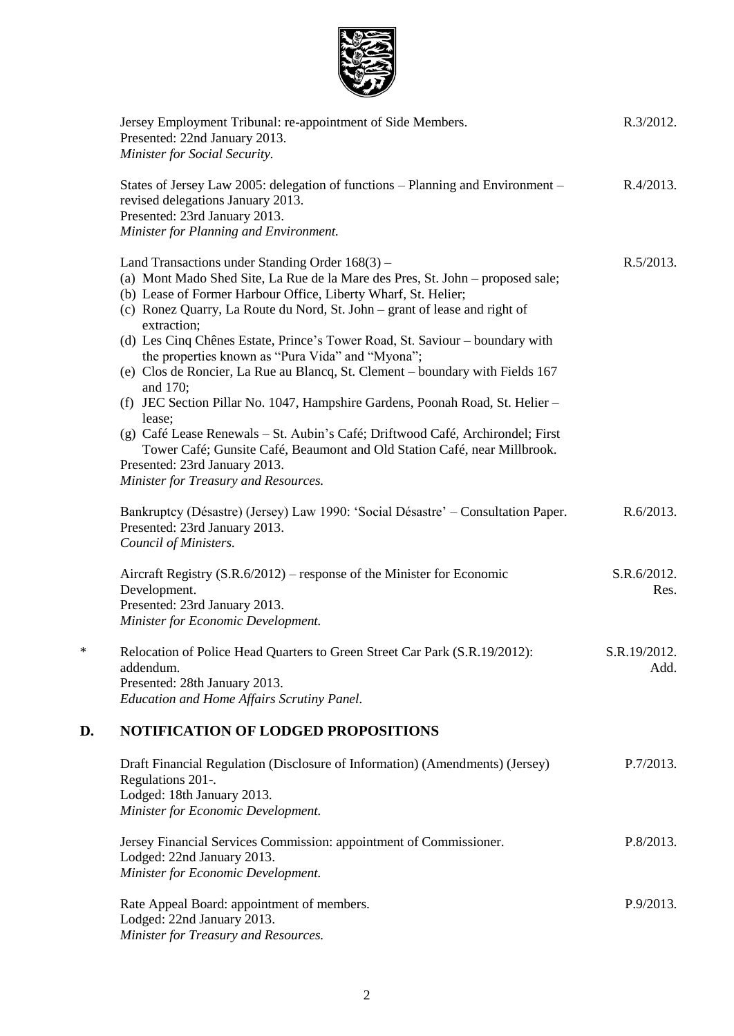Jersey Employment Tribunal: re-appointment of Side Members.
Presented: 22nd January 2013.
*Minister for Social Security.*
R.3/2012.

States of Jersey Law 2005: delegation of functions – Planning and Environment – revised delegations January 2013.
Presented: 23rd January 2013.
*Minister for Planning and Environment.*
R.4/2013.

Land Transactions under Standing Order 168(3) –
(a) Mont Mado Shed Site, La Rue de la Mare des Pres, St. John – proposed sale;
(b) Lease of Former Harbour Office, Liberty Wharf, St. Helier;
(c) Ronez Quarry, La Route du Nord, St. John – grant of lease and right of extraction;
(d) Les Cinq Chênes Estate, Prince's Tower Road, St. Saviour – boundary with the properties known as "Pura Vida" and "Myona";
(e) Clos de Roncier, La Rue au Blancq, St. Clement – boundary with Fields 167 and 170;
(f) JEC Section Pillar No. 1047, Hampshire Gardens, Poonah Road, St. Helier – lease;
(g) Café Lease Renewals – St. Aubin's Café; Driftwood Café, Archirondel; First Tower Café; Gunsite Café, Beaumont and Old Station Café, near Millbrook.
Presented: 23rd January 2013.
*Minister for Treasury and Resources.*
R.5/2013.

Bankruptcy (Désastre) (Jersey) Law 1990: 'Social Désastre' – Consultation Paper.
Presented: 23rd January 2013.
*Council of Ministers.*
R.6/2013.

Aircraft Registry (S.R.6/2012) – response of the Minister for Economic Development.
Presented: 23rd January 2013.
*Minister for Economic Development.*
S.R.6/2012. Res.

\* Relocation of Police Head Quarters to Green Street Car Park (S.R.19/2012): addendum.
Presented: 28th January 2013.
*Education and Home Affairs Scrutiny Panel.*
S.R.19/2012. Add.

## D. NOTIFICATION OF LODGED PROPOSITIONS

Draft Financial Regulation (Disclosure of Information) (Amendments) (Jersey) Regulations 201-.
Lodged: 18th January 2013.
*Minister for Economic Development.*
P.7/2013.

Jersey Financial Services Commission: appointment of Commissioner.
Lodged: 22nd January 2013.
*Minister for Economic Development.*
P.8/2013.

Rate Appeal Board: appointment of members.
Lodged: 22nd January 2013.
*Minister for Treasury and Resources.*
P.9/2013.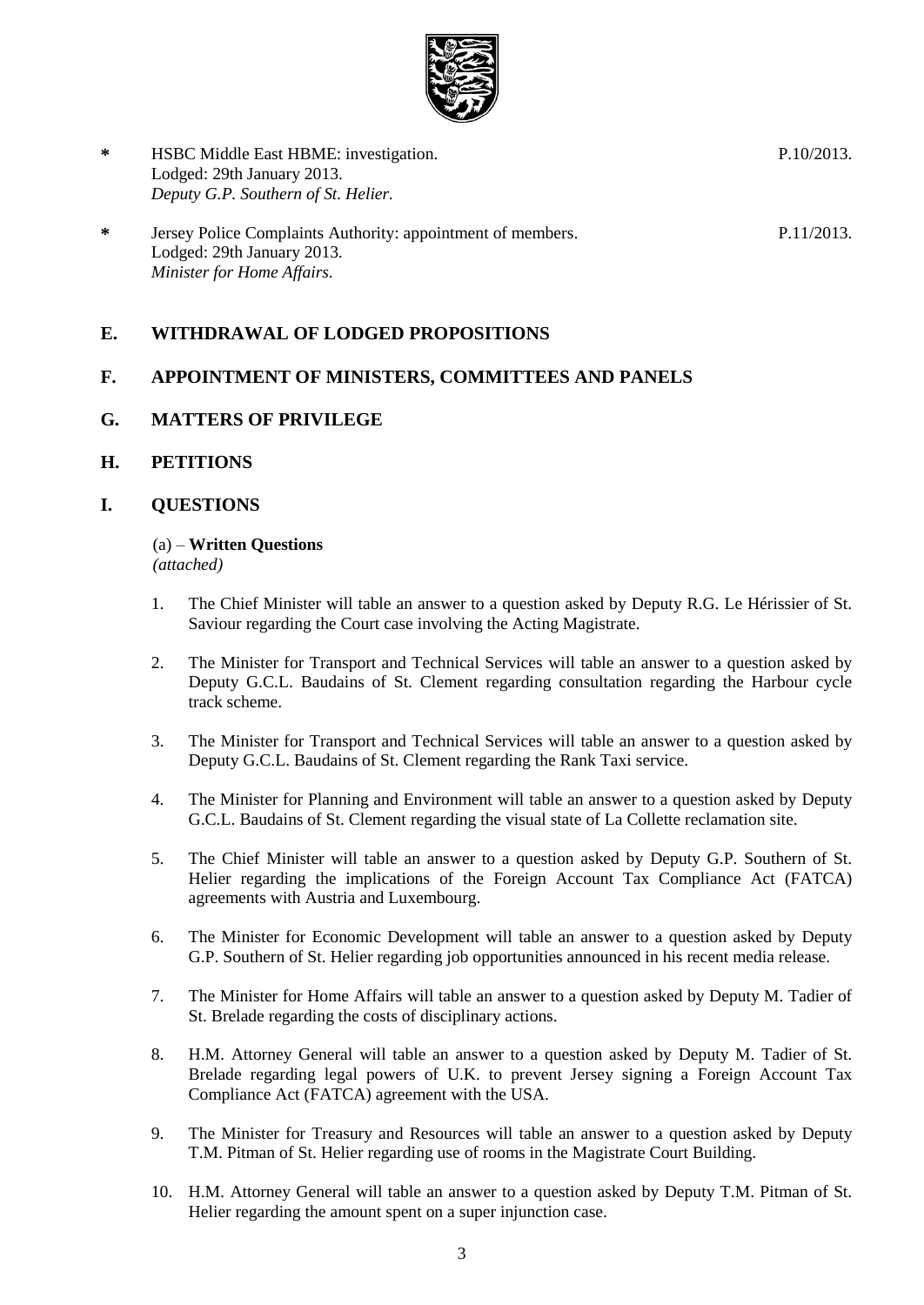**\*** HSBC Middle East HBME: investigation. P.10/2013.
Lodged: 29th January 2013.
*Deputy G.P. Southern of St. Helier.*

**\*** Jersey Police Complaints Authority: appointment of members. P.11/2013.
Lodged: 29th January 2013.
*Minister for Home Affairs.*

## E. WITHDRAWAL OF LODGED PROPOSITIONS

## F. APPOINTMENT OF MINISTERS, COMMITTEES AND PANELS

## G. MATTERS OF PRIVILEGE

## H. PETITIONS

## I. QUESTIONS

(a) – **Written Questions**
*(attached)*

1. The Chief Minister will table an answer to a question asked by Deputy R.G. Le Hérissier of St. Saviour regarding the Court case involving the Acting Magistrate.

2. The Minister for Transport and Technical Services will table an answer to a question asked by Deputy G.C.L. Baudains of St. Clement regarding consultation regarding the Harbour cycle track scheme.

3. The Minister for Transport and Technical Services will table an answer to a question asked by Deputy G.C.L. Baudains of St. Clement regarding the Rank Taxi service.

4. The Minister for Planning and Environment will table an answer to a question asked by Deputy G.C.L. Baudains of St. Clement regarding the visual state of La Collette reclamation site.

5. The Chief Minister will table an answer to a question asked by Deputy G.P. Southern of St. Helier regarding the implications of the Foreign Account Tax Compliance Act (FATCA) agreements with Austria and Luxembourg.

6. The Minister for Economic Development will table an answer to a question asked by Deputy G.P. Southern of St. Helier regarding job opportunities announced in his recent media release.

7. The Minister for Home Affairs will table an answer to a question asked by Deputy M. Tadier of St. Brelade regarding the costs of disciplinary actions.

8. H.M. Attorney General will table an answer to a question asked by Deputy M. Tadier of St. Brelade regarding legal powers of U.K. to prevent Jersey signing a Foreign Account Tax Compliance Act (FATCA) agreement with the USA.

9. The Minister for Treasury and Resources will table an answer to a question asked by Deputy T.M. Pitman of St. Helier regarding use of rooms in the Magistrate Court Building.

10. H.M. Attorney General will table an answer to a question asked by Deputy T.M. Pitman of St. Helier regarding the amount spent on a super injunction case.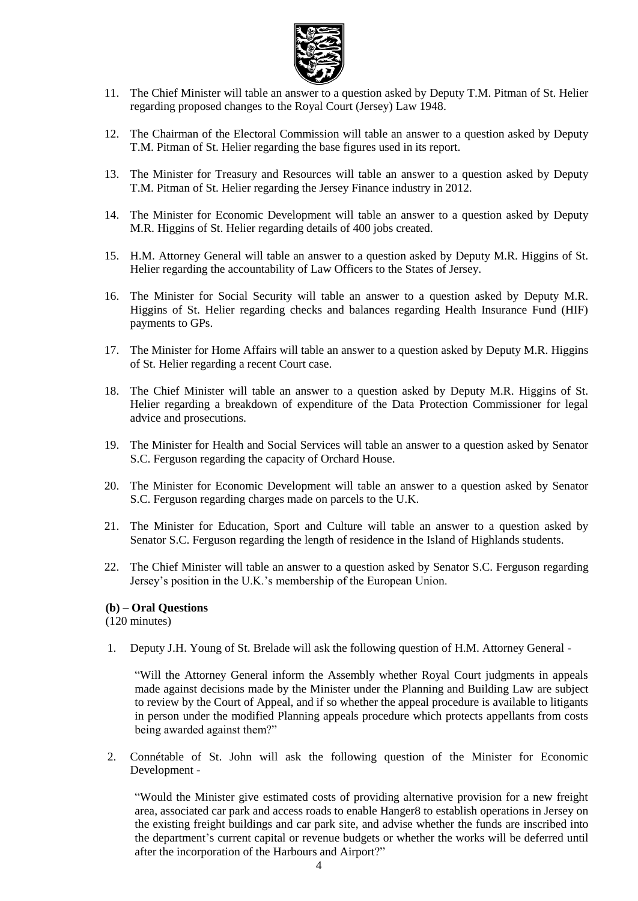11. The Chief Minister will table an answer to a question asked by Deputy T.M. Pitman of St. Helier regarding proposed changes to the Royal Court (Jersey) Law 1948.

12. The Chairman of the Electoral Commission will table an answer to a question asked by Deputy T.M. Pitman of St. Helier regarding the base figures used in its report.

13. The Minister for Treasury and Resources will table an answer to a question asked by Deputy T.M. Pitman of St. Helier regarding the Jersey Finance industry in 2012.

14. The Minister for Economic Development will table an answer to a question asked by Deputy M.R. Higgins of St. Helier regarding details of 400 jobs created.

15. H.M. Attorney General will table an answer to a question asked by Deputy M.R. Higgins of St. Helier regarding the accountability of Law Officers to the States of Jersey.

16. The Minister for Social Security will table an answer to a question asked by Deputy M.R. Higgins of St. Helier regarding checks and balances regarding Health Insurance Fund (HIF) payments to GPs.

17. The Minister for Home Affairs will table an answer to a question asked by Deputy M.R. Higgins of St. Helier regarding a recent Court case.

18. The Chief Minister will table an answer to a question asked by Deputy M.R. Higgins of St. Helier regarding a breakdown of expenditure of the Data Protection Commissioner for legal advice and prosecutions.

19. The Minister for Health and Social Services will table an answer to a question asked by Senator S.C. Ferguson regarding the capacity of Orchard House.

20. The Minister for Economic Development will table an answer to a question asked by Senator S.C. Ferguson regarding charges made on parcels to the U.K.

21. The Minister for Education, Sport and Culture will table an answer to a question asked by Senator S.C. Ferguson regarding the length of residence in the Island of Highlands students.

22. The Chief Minister will table an answer to a question asked by Senator S.C. Ferguson regarding Jersey's position in the U.K.'s membership of the European Union.

**(b) – Oral Questions**
(120 minutes)

1. Deputy J.H. Young of St. Brelade will ask the following question of H.M. Attorney General -

   "Will the Attorney General inform the Assembly whether Royal Court judgments in appeals made against decisions made by the Minister under the Planning and Building Law are subject to review by the Court of Appeal, and if so whether the appeal procedure is available to litigants in person under the modified Planning appeals procedure which protects appellants from costs being awarded against them?"

2. Connétable of St. John will ask the following question of the Minister for Economic Development -

   "Would the Minister give estimated costs of providing alternative provision for a new freight area, associated car park and access roads to enable Hanger8 to establish operations in Jersey on the existing freight buildings and car park site, and advise whether the funds are inscribed into the department's current capital or revenue budgets or whether the works will be deferred until after the incorporation of the Harbours and Airport?"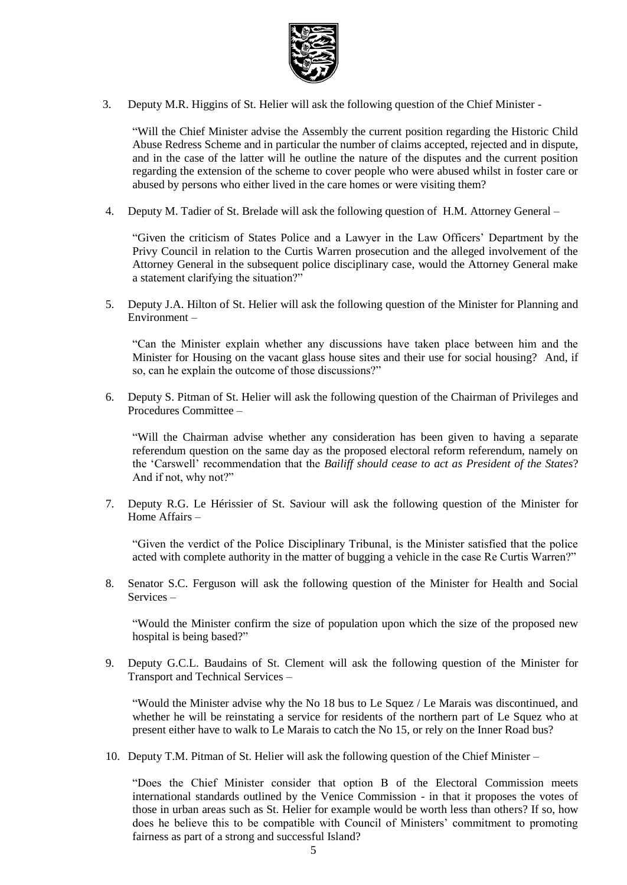3. Deputy M.R. Higgins of St. Helier will ask the following question of the Chief Minister -

   "Will the Chief Minister advise the Assembly the current position regarding the Historic Child Abuse Redress Scheme and in particular the number of claims accepted, rejected and in dispute, and in the case of the latter will he outline the nature of the disputes and the current position regarding the extension of the scheme to cover people who were abused whilst in foster care or abused by persons who either lived in the care homes or were visiting them?

4. Deputy M. Tadier of St. Brelade will ask the following question of H.M. Attorney General –

   "Given the criticism of States Police and a Lawyer in the Law Officers' Department by the Privy Council in relation to the Curtis Warren prosecution and the alleged involvement of the Attorney General in the subsequent police disciplinary case, would the Attorney General make a statement clarifying the situation?"

5. Deputy J.A. Hilton of St. Helier will ask the following question of the Minister for Planning and Environment –

   "Can the Minister explain whether any discussions have taken place between him and the Minister for Housing on the vacant glass house sites and their use for social housing? And, if so, can he explain the outcome of those discussions?"

6. Deputy S. Pitman of St. Helier will ask the following question of the Chairman of Privileges and Procedures Committee –

   "Will the Chairman advise whether any consideration has been given to having a separate referendum question on the same day as the proposed electoral reform referendum, namely on the 'Carswell' recommendation that the *Bailiff should cease to act as President of the States*? And if not, why not?"

7. Deputy R.G. Le Hérissier of St. Saviour will ask the following question of the Minister for Home Affairs –

   "Given the verdict of the Police Disciplinary Tribunal, is the Minister satisfied that the police acted with complete authority in the matter of bugging a vehicle in the case Re Curtis Warren?"

8. Senator S.C. Ferguson will ask the following question of the Minister for Health and Social Services –

   "Would the Minister confirm the size of population upon which the size of the proposed new hospital is being based?"

9. Deputy G.C.L. Baudains of St. Clement will ask the following question of the Minister for Transport and Technical Services –

   "Would the Minister advise why the No 18 bus to Le Squez / Le Marais was discontinued, and whether he will be reinstating a service for residents of the northern part of Le Squez who at present either have to walk to Le Marais to catch the No 15, or rely on the Inner Road bus?

10. Deputy T.M. Pitman of St. Helier will ask the following question of the Chief Minister –

   "Does the Chief Minister consider that option B of the Electoral Commission meets international standards outlined by the Venice Commission - in that it proposes the votes of those in urban areas such as St. Helier for example would be worth less than others? If so, how does he believe this to be compatible with Council of Ministers' commitment to promoting fairness as part of a strong and successful Island?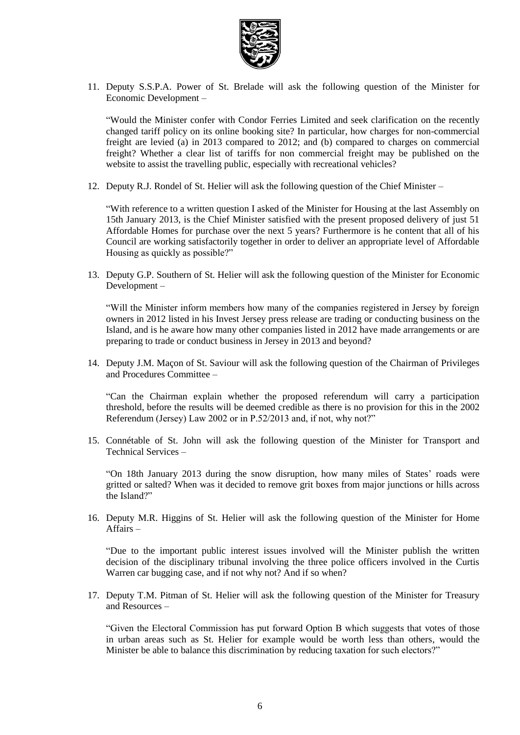11. Deputy S.S.P.A. Power of St. Brelade will ask the following question of the Minister for Economic Development –

    "Would the Minister confer with Condor Ferries Limited and seek clarification on the recently changed tariff policy on its online booking site? In particular, how charges for non-commercial freight are levied (a) in 2013 compared to 2012; and (b) compared to charges on commercial freight? Whether a clear list of tariffs for non commercial freight may be published on the website to assist the travelling public, especially with recreational vehicles?

12. Deputy R.J. Rondel of St. Helier will ask the following question of the Chief Minister –

    "With reference to a written question I asked of the Minister for Housing at the last Assembly on 15th January 2013, is the Chief Minister satisfied with the present proposed delivery of just 51 Affordable Homes for purchase over the next 5 years? Furthermore is he content that all of his Council are working satisfactorily together in order to deliver an appropriate level of Affordable Housing as quickly as possible?"

13. Deputy G.P. Southern of St. Helier will ask the following question of the Minister for Economic Development –

    "Will the Minister inform members how many of the companies registered in Jersey by foreign owners in 2012 listed in his Invest Jersey press release are trading or conducting business on the Island, and is he aware how many other companies listed in 2012 have made arrangements or are preparing to trade or conduct business in Jersey in 2013 and beyond?

14. Deputy J.M. Maçon of St. Saviour will ask the following question of the Chairman of Privileges and Procedures Committee –

    "Can the Chairman explain whether the proposed referendum will carry a participation threshold, before the results will be deemed credible as there is no provision for this in the 2002 Referendum (Jersey) Law 2002 or in P.52/2013 and, if not, why not?"

15. Connétable of St. John will ask the following question of the Minister for Transport and Technical Services –

    "On 18th January 2013 during the snow disruption, how many miles of States' roads were gritted or salted? When was it decided to remove grit boxes from major junctions or hills across the Island?"

16. Deputy M.R. Higgins of St. Helier will ask the following question of the Minister for Home Affairs –

    "Due to the important public interest issues involved will the Minister publish the written decision of the disciplinary tribunal involving the three police officers involved in the Curtis Warren car bugging case, and if not why not? And if so when?

17. Deputy T.M. Pitman of St. Helier will ask the following question of the Minister for Treasury and Resources –

    "Given the Electoral Commission has put forward Option B which suggests that votes of those in urban areas such as St. Helier for example would be worth less than others, would the Minister be able to balance this discrimination by reducing taxation for such electors?"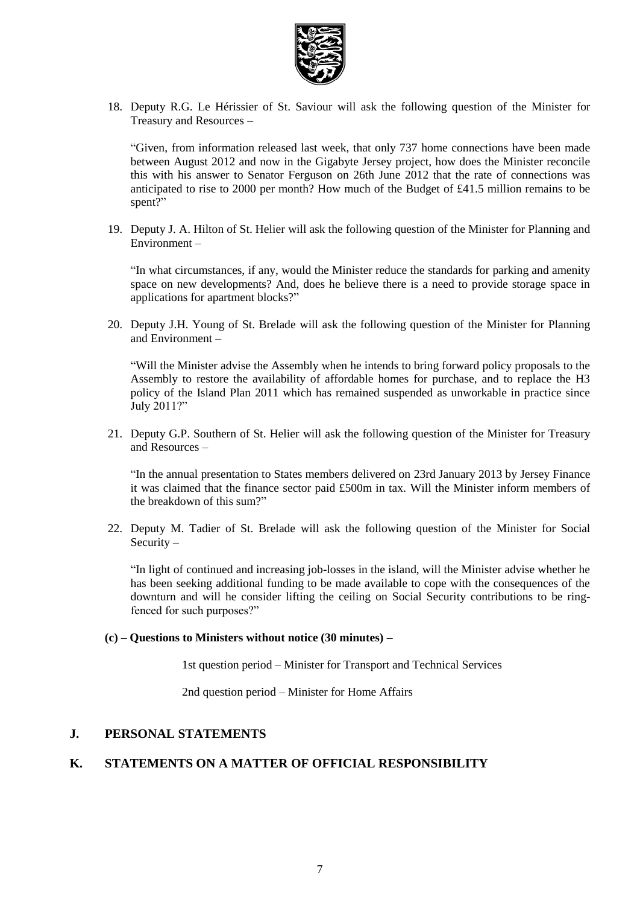18. Deputy R.G. Le Hérissier of St. Saviour will ask the following question of the Minister for Treasury and Resources –

    "Given, from information released last week, that only 737 home connections have been made between August 2012 and now in the Gigabyte Jersey project, how does the Minister reconcile this with his answer to Senator Ferguson on 26th June 2012 that the rate of connections was anticipated to rise to 2000 per month? How much of the Budget of £41.5 million remains to be spent?"

19. Deputy J. A. Hilton of St. Helier will ask the following question of the Minister for Planning and Environment –

    "In what circumstances, if any, would the Minister reduce the standards for parking and amenity space on new developments? And, does he believe there is a need to provide storage space in applications for apartment blocks?"

20. Deputy J.H. Young of St. Brelade will ask the following question of the Minister for Planning and Environment –

    "Will the Minister advise the Assembly when he intends to bring forward policy proposals to the Assembly to restore the availability of affordable homes for purchase, and to replace the H3 policy of the Island Plan 2011 which has remained suspended as unworkable in practice since July 2011?"

21. Deputy G.P. Southern of St. Helier will ask the following question of the Minister for Treasury and Resources –

    "In the annual presentation to States members delivered on 23rd January 2013 by Jersey Finance it was claimed that the finance sector paid £500m in tax. Will the Minister inform members of the breakdown of this sum?"

22. Deputy M. Tadier of St. Brelade will ask the following question of the Minister for Social Security –

    "In light of continued and increasing job-losses in the island, will the Minister advise whether he has been seeking additional funding to be made available to cope with the consequences of the downturn and will he consider lifting the ceiling on Social Security contributions to be ring-fenced for such purposes?"

**(c) – Questions to Ministers without notice (30 minutes) –**

1st question period – Minister for Transport and Technical Services

2nd question period – Minister for Home Affairs

## J. PERSONAL STATEMENTS

## K. STATEMENTS ON A MATTER OF OFFICIAL RESPONSIBILITY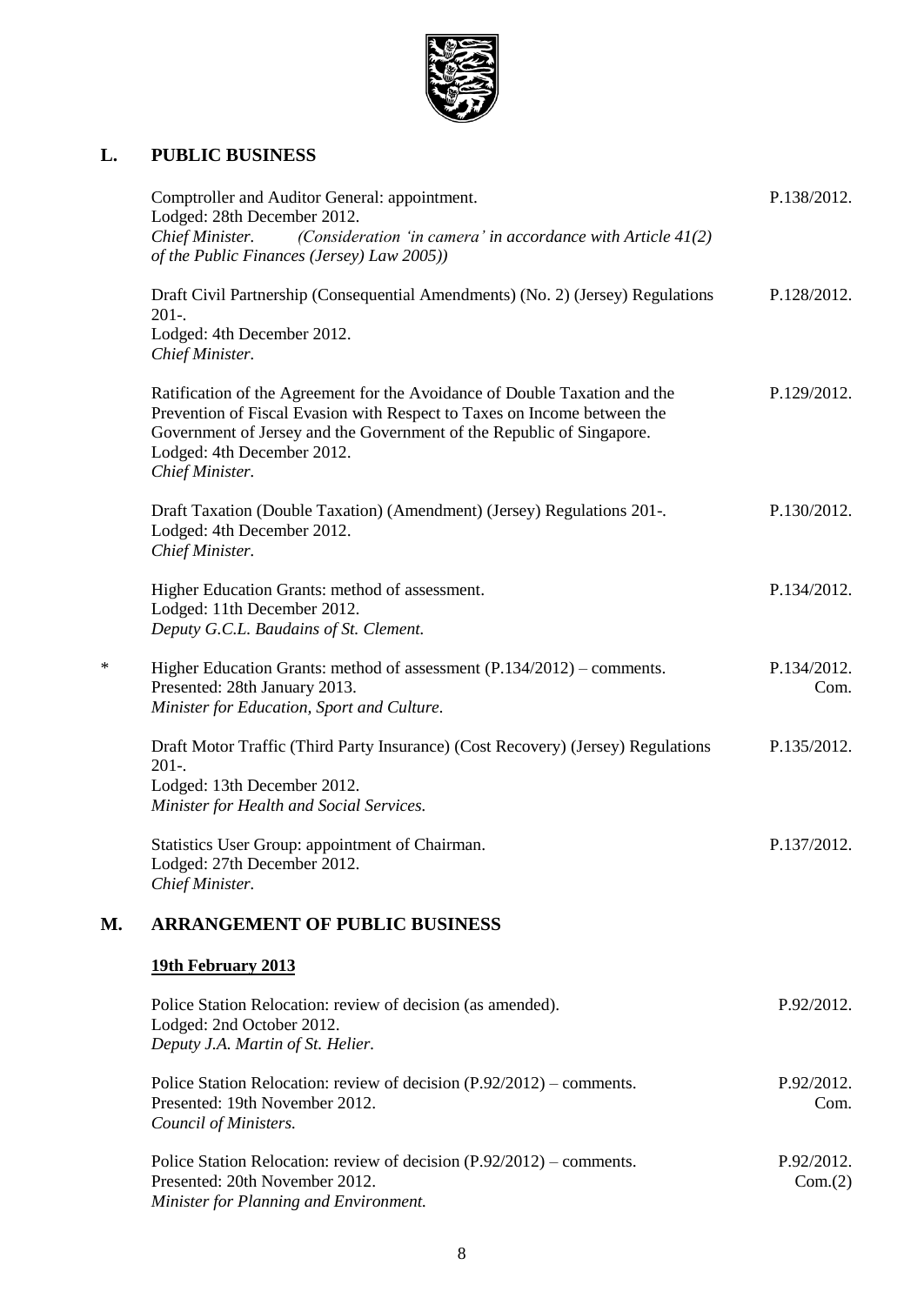## L. PUBLIC BUSINESS

Comptroller and Auditor General: appointment. P.138/2012.
Lodged: 28th December 2012.
*Chief Minister.* *(Consideration 'in camera' in accordance with Article 41(2) of the Public Finances (Jersey) Law 2005))*

Draft Civil Partnership (Consequential Amendments) (No. 2) (Jersey) Regulations 201-. P.128/2012.
Lodged: 4th December 2012.
*Chief Minister.*

Ratification of the Agreement for the Avoidance of Double Taxation and the Prevention of Fiscal Evasion with Respect to Taxes on Income between the Government of Jersey and the Government of the Republic of Singapore. P.129/2012.
Lodged: 4th December 2012.
*Chief Minister.*

Draft Taxation (Double Taxation) (Amendment) (Jersey) Regulations 201-. P.130/2012.
Lodged: 4th December 2012.
*Chief Minister.*

Higher Education Grants: method of assessment. P.134/2012.
Lodged: 11th December 2012.
*Deputy G.C.L. Baudains of St. Clement.*

\* Higher Education Grants: method of assessment (P.134/2012) – comments. P.134/2012. Com.
Presented: 28th January 2013.
*Minister for Education, Sport and Culture.*

Draft Motor Traffic (Third Party Insurance) (Cost Recovery) (Jersey) Regulations 201-. P.135/2012.
Lodged: 13th December 2012.
*Minister for Health and Social Services.*

Statistics User Group: appointment of Chairman. P.137/2012.
Lodged: 27th December 2012.
*Chief Minister.*

## M. ARRANGEMENT OF PUBLIC BUSINESS

**19th February 2013**

Police Station Relocation: review of decision (as amended). P.92/2012.
Lodged: 2nd October 2012.
*Deputy J.A. Martin of St. Helier.*

Police Station Relocation: review of decision (P.92/2012) – comments. P.92/2012. Com.
Presented: 19th November 2012.
*Council of Ministers.*

Police Station Relocation: review of decision (P.92/2012) – comments. P.92/2012. Com.(2)
Presented: 20th November 2012.
*Minister for Planning and Environment.*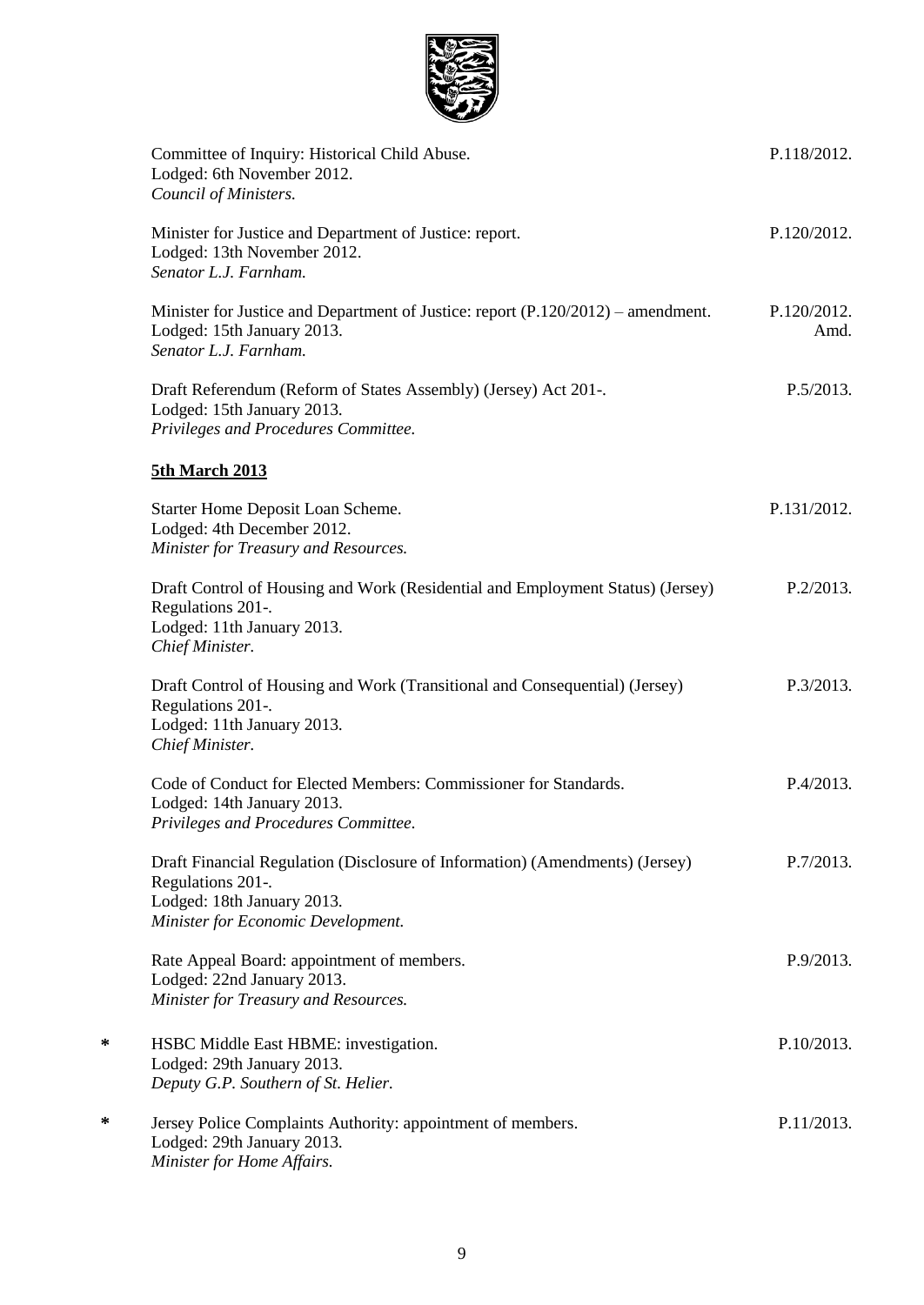Committee of Inquiry: Historical Child Abuse.
Lodged: 6th November 2012.
*Council of Ministers.*
P.118/2012.

Minister for Justice and Department of Justice: report.
Lodged: 13th November 2012.
*Senator L.J. Farnham.*
P.120/2012.

Minister for Justice and Department of Justice: report (P.120/2012) – amendment.
Lodged: 15th January 2013.
*Senator L.J. Farnham.*
P.120/2012. Amd.

Draft Referendum (Reform of States Assembly) (Jersey) Act 201-.
Lodged: 15th January 2013.
*Privileges and Procedures Committee.*
P.5/2013.

**5th March 2013**

Starter Home Deposit Loan Scheme.
Lodged: 4th December 2012.
*Minister for Treasury and Resources.*
P.131/2012.

Draft Control of Housing and Work (Residential and Employment Status) (Jersey) Regulations 201-.
Lodged: 11th January 2013.
*Chief Minister.*
P.2/2013.

Draft Control of Housing and Work (Transitional and Consequential) (Jersey) Regulations 201-.
Lodged: 11th January 2013.
*Chief Minister.*
P.3/2013.

Code of Conduct for Elected Members: Commissioner for Standards.
Lodged: 14th January 2013.
*Privileges and Procedures Committee.*
P.4/2013.

Draft Financial Regulation (Disclosure of Information) (Amendments) (Jersey) Regulations 201-.
Lodged: 18th January 2013.
*Minister for Economic Development.*
P.7/2013.

Rate Appeal Board: appointment of members.
Lodged: 22nd January 2013.
*Minister for Treasury and Resources.*
P.9/2013.

\* HSBC Middle East HBME: investigation.
Lodged: 29th January 2013.
*Deputy G.P. Southern of St. Helier.*
P.10/2013.

\* Jersey Police Complaints Authority: appointment of members.
Lodged: 29th January 2013.
*Minister for Home Affairs.*
P.11/2013.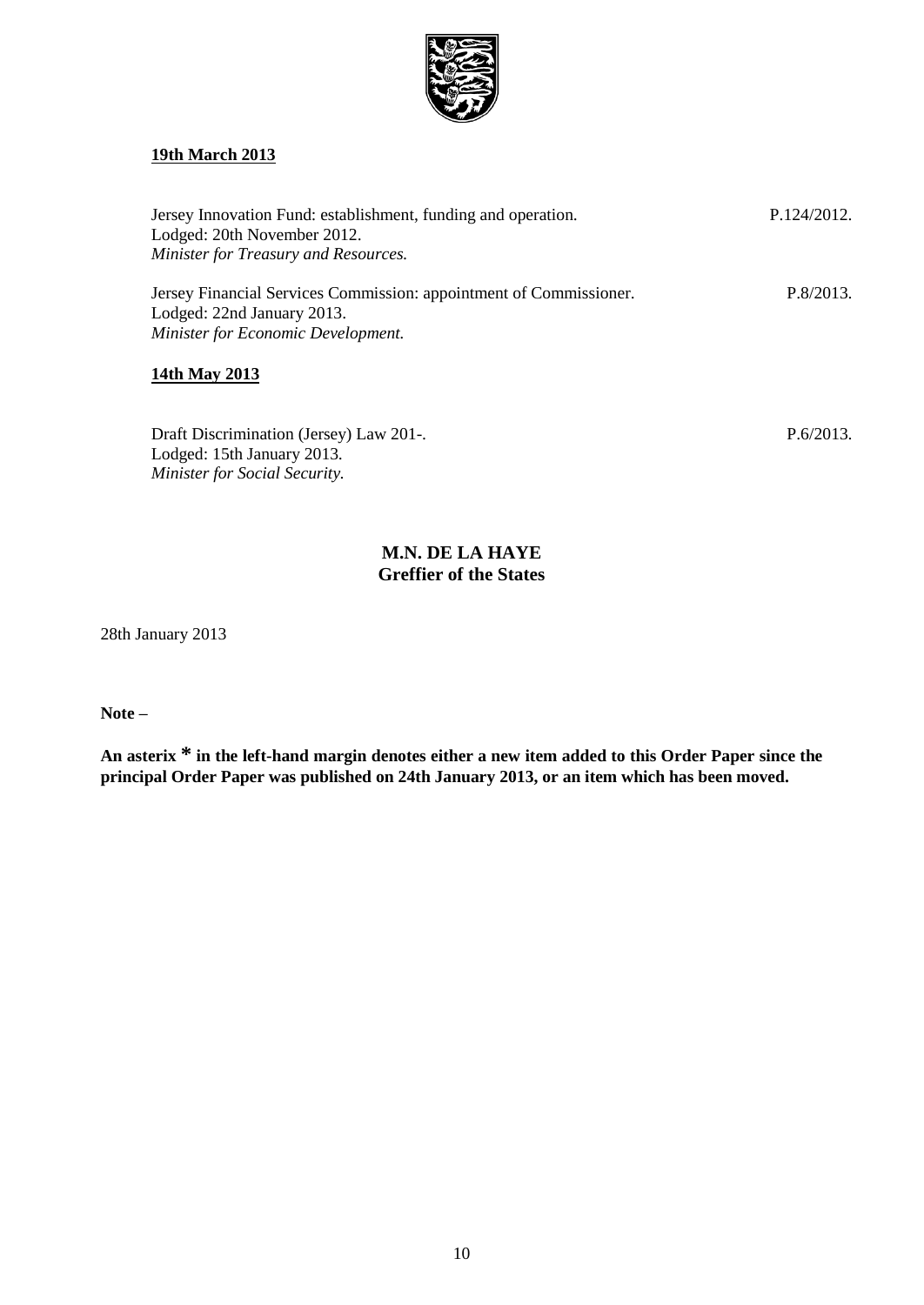**19th March 2013**

Jersey Innovation Fund: establishment, funding and operation. P.124/2012.
Lodged: 20th November 2012.
*Minister for Treasury and Resources.*

Jersey Financial Services Commission: appointment of Commissioner. P.8/2013.
Lodged: 22nd January 2013.
*Minister for Economic Development.*

**14th May 2013**

Draft Discrimination (Jersey) Law 201-. P.6/2013.
Lodged: 15th January 2013.
*Minister for Social Security.*

**M.N. DE LA HAYE**
**Greffier of the States**

28th January 2013

**Note –**

**An asterix * in the left-hand margin denotes either a new item added to this Order Paper since the principal Order Paper was published on 24th January 2013, or an item which has been moved.**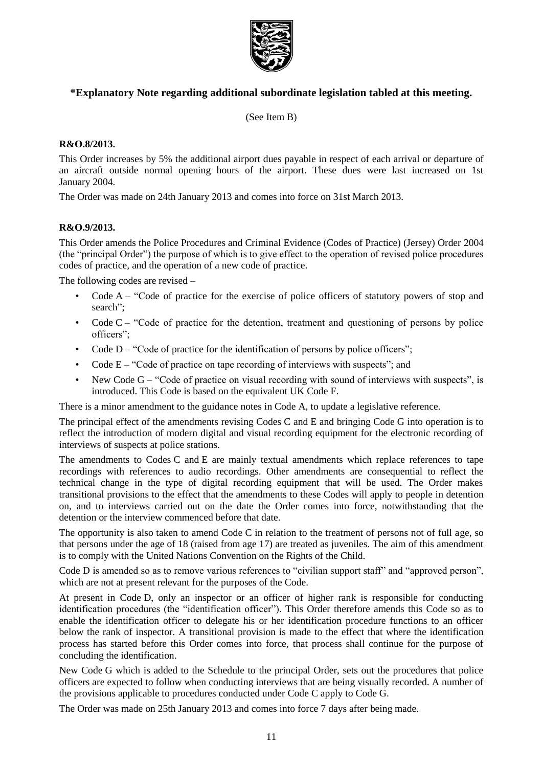## *Explanatory Note regarding additional subordinate legislation tabled at this meeting.

(See Item B)

### R&O.8/2013.

This Order increases by 5% the additional airport dues payable in respect of each arrival or departure of an aircraft outside normal opening hours of the airport. These dues were last increased on 1st January 2004.

The Order was made on 24th January 2013 and comes into force on 31st March 2013.

### R&O.9/2013.

This Order amends the Police Procedures and Criminal Evidence (Codes of Practice) (Jersey) Order 2004 (the "principal Order") the purpose of which is to give effect to the operation of revised police procedures codes of practice, and the operation of a new code of practice.

The following codes are revised –

- Code A – "Code of practice for the exercise of police officers of statutory powers of stop and search";
- Code C – "Code of practice for the detention, treatment and questioning of persons by police officers";
- Code D – "Code of practice for the identification of persons by police officers";
- Code E – "Code of practice on tape recording of interviews with suspects"; and
- New Code G – "Code of practice on visual recording with sound of interviews with suspects", is introduced. This Code is based on the equivalent UK Code F.

There is a minor amendment to the guidance notes in Code A, to update a legislative reference.

The principal effect of the amendments revising Codes C and E and bringing Code G into operation is to reflect the introduction of modern digital and visual recording equipment for the electronic recording of interviews of suspects at police stations.

The amendments to Codes C and E are mainly textual amendments which replace references to tape recordings with references to audio recordings. Other amendments are consequential to reflect the technical change in the type of digital recording equipment that will be used. The Order makes transitional provisions to the effect that the amendments to these Codes will apply to people in detention on, and to interviews carried out on the date the Order comes into force, notwithstanding that the detention or the interview commenced before that date.

The opportunity is also taken to amend Code C in relation to the treatment of persons not of full age, so that persons under the age of 18 (raised from age 17) are treated as juveniles. The aim of this amendment is to comply with the United Nations Convention on the Rights of the Child.

Code D is amended so as to remove various references to "civilian support staff" and "approved person", which are not at present relevant for the purposes of the Code.

At present in Code D, only an inspector or an officer of higher rank is responsible for conducting identification procedures (the "identification officer"). This Order therefore amends this Code so as to enable the identification officer to delegate his or her identification procedure functions to an officer below the rank of inspector. A transitional provision is made to the effect that where the identification process has started before this Order comes into force, that process shall continue for the purpose of concluding the identification.

New Code G which is added to the Schedule to the principal Order, sets out the procedures that police officers are expected to follow when conducting interviews that are being visually recorded. A number of the provisions applicable to procedures conducted under Code C apply to Code G.

The Order was made on 25th January 2013 and comes into force 7 days after being made.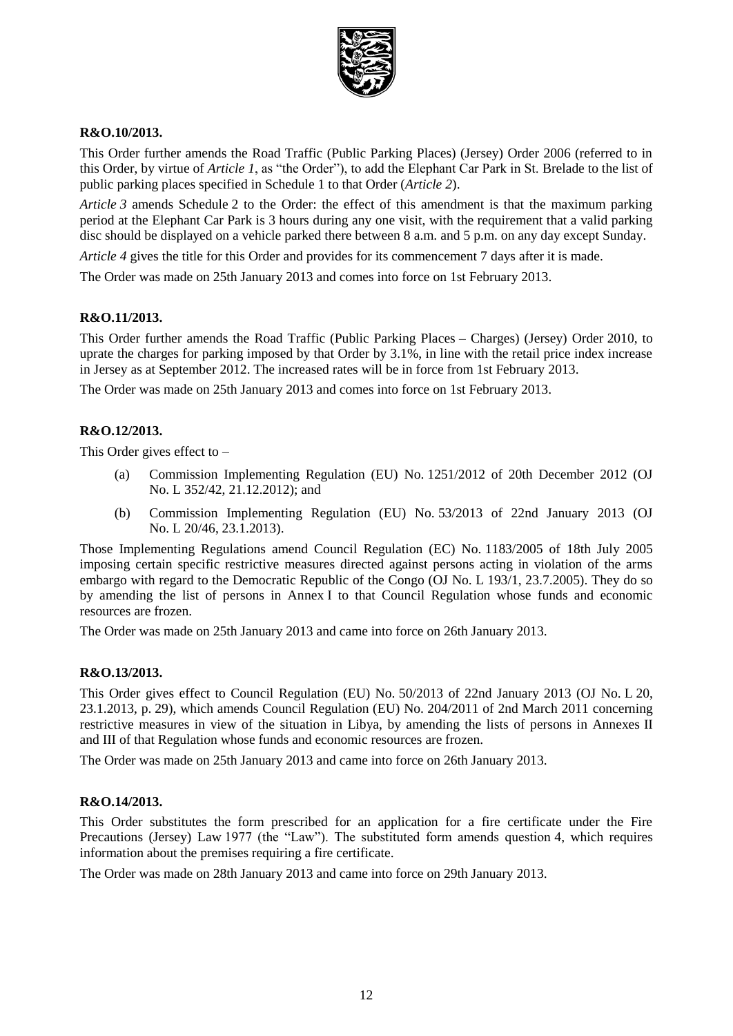**R&O.10/2013.**

This Order further amends the Road Traffic (Public Parking Places) (Jersey) Order 2006 (referred to in this Order, by virtue of *Article 1*, as "the Order"), to add the Elephant Car Park in St. Brelade to the list of public parking places specified in Schedule 1 to that Order (*Article 2*).

*Article 3* amends Schedule 2 to the Order: the effect of this amendment is that the maximum parking period at the Elephant Car Park is 3 hours during any one visit, with the requirement that a valid parking disc should be displayed on a vehicle parked there between 8 a.m. and 5 p.m. on any day except Sunday.

*Article 4* gives the title for this Order and provides for its commencement 7 days after it is made.

The Order was made on 25th January 2013 and comes into force on 1st February 2013.

**R&O.11/2013.**

This Order further amends the Road Traffic (Public Parking Places – Charges) (Jersey) Order 2010, to uprate the charges for parking imposed by that Order by 3.1%, in line with the retail price index increase in Jersey as at September 2012. The increased rates will be in force from 1st February 2013.

The Order was made on 25th January 2013 and comes into force on 1st February 2013.

**R&O.12/2013.**

This Order gives effect to –

(a) Commission Implementing Regulation (EU) No. 1251/2012 of 20th December 2012 (OJ No. L 352/42, 21.12.2012); and

(b) Commission Implementing Regulation (EU) No. 53/2013 of 22nd January 2013 (OJ No. L 20/46, 23.1.2013).

Those Implementing Regulations amend Council Regulation (EC) No. 1183/2005 of 18th July 2005 imposing certain specific restrictive measures directed against persons acting in violation of the arms embargo with regard to the Democratic Republic of the Congo (OJ No. L 193/1, 23.7.2005). They do so by amending the list of persons in Annex I to that Council Regulation whose funds and economic resources are frozen.

The Order was made on 25th January 2013 and came into force on 26th January 2013.

**R&O.13/2013.**

This Order gives effect to Council Regulation (EU) No. 50/2013 of 22nd January 2013 (OJ No. L 20, 23.1.2013, p. 29), which amends Council Regulation (EU) No. 204/2011 of 2nd March 2011 concerning restrictive measures in view of the situation in Libya, by amending the lists of persons in Annexes II and III of that Regulation whose funds and economic resources are frozen.

The Order was made on 25th January 2013 and came into force on 26th January 2013.

**R&O.14/2013.**

This Order substitutes the form prescribed for an application for a fire certificate under the Fire Precautions (Jersey) Law 1977 (the "Law"). The substituted form amends question 4, which requires information about the premises requiring a fire certificate.

The Order was made on 28th January 2013 and came into force on 29th January 2013.